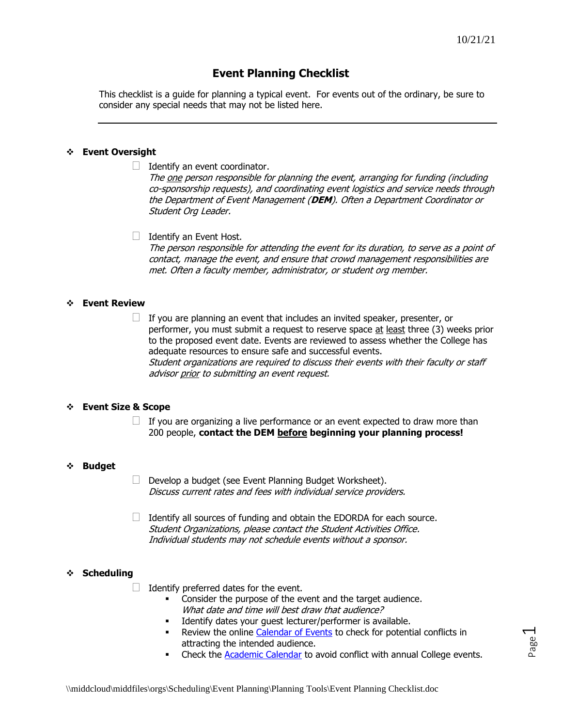10/21/21

# Event Planning Checklist

This checklist is a guide for planning a typical event. For events out of the ordinary, be sure to consider any special needs that may not be listed here.

---

## ❖ Event Oversight

- ☐ Identify an event coordinator.
  *The one person responsible for planning the event, arranging for funding (including co-sponsorship requests), and coordinating event logistics and service needs through the Department of Event Management (**DEM**). Often a Department Coordinator or Student Org Leader.*

- ☐ Identify an Event Host.
  *The person responsible for attending the event for its duration, to serve as a point of contact, manage the event, and ensure that crowd management responsibilities are met. Often a faculty member, administrator, or student org member.*

## ❖ Event Review

- ☐ If you are planning an event that includes an invited speaker, presenter, or performer, you must submit a request to reserve space at least three (3) weeks prior to the proposed event date. Events are reviewed to assess whether the College has adequate resources to ensure safe and successful events.
  *Student organizations are required to discuss their events with their faculty or staff advisor prior to submitting an event request.*

## ❖ Event Size & Scope

- ☐ If you are organizing a live performance or an event expected to draw more than 200 people, **contact the DEM before beginning your planning process!**

## ❖ Budget

- ☐ Develop a budget (see Event Planning Budget Worksheet).
  *Discuss current rates and fees with individual service providers.*

- ☐ Identify all sources of funding and obtain the EDORDA for each source.
  *Student Organizations, please contact the Student Activities Office.*
  *Individual students may not schedule events without a sponsor.*

## ❖ Scheduling

- ☐ Identify preferred dates for the event.
  - Consider the purpose of the event and the target audience.
    *What date and time will best draw that audience?*
  - Identify dates your guest lecturer/performer is available.
  - Review the online Calendar of Events to check for potential conflicts in attracting the intended audience.
  - Check the Academic Calendar to avoid conflict with annual College events.

\\middcloud\middfiles\orgs\Scheduling\Event Planning\Planning Tools\Event Planning Checklist.doc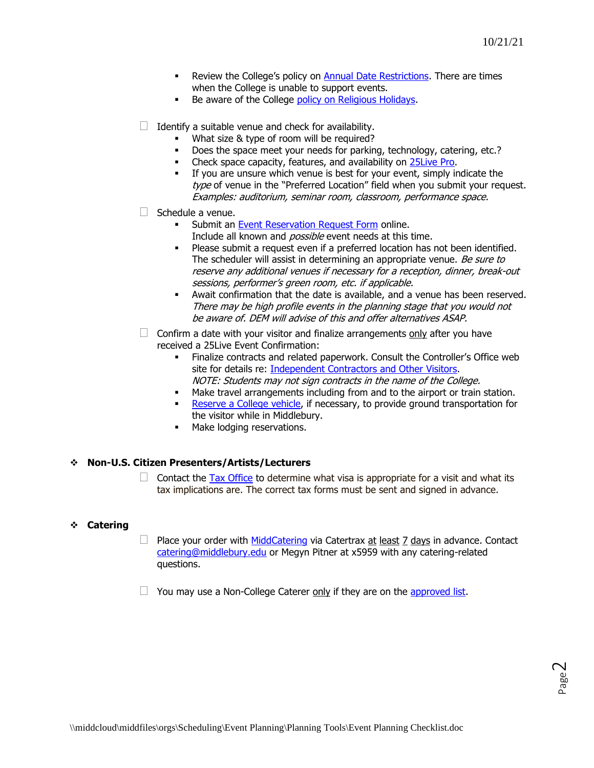- Review the College's policy on Annual Date Restrictions. There are times when the College is unable to support events.
- Be aware of the College policy on Religious Holidays.

☐ Identify a suitable venue and check for availability.
- What size & type of room will be required?
- Does the space meet your needs for parking, technology, catering, etc.?
- Check space capacity, features, and availability on 25Live Pro.
- If you are unsure which venue is best for your event, simply indicate the *type* of venue in the "Preferred Location" field when you submit your request. *Examples: auditorium, seminar room, classroom, performance space.*

☐ Schedule a venue.
- Submit an Event Reservation Request Form online. Include all known and *possible* event needs at this time.
- Please submit a request even if a preferred location has not been identified. The scheduler will assist in determining an appropriate venue. *Be sure to reserve any additional venues if necessary for a reception, dinner, break-out sessions, performer's green room, etc. if applicable.*
- Await confirmation that the date is available, and a venue has been reserved. *There may be high profile events in the planning stage that you would not be aware of. DEM will advise of this and offer alternatives ASAP.*

☐ Confirm a date with your visitor and finalize arrangements only after you have received a 25Live Event Confirmation:
- Finalize contracts and related paperwork. Consult the Controller's Office web site for details re: Independent Contractors and Other Visitors. *NOTE: Students may not sign contracts in the name of the College.*
- Make travel arrangements including from and to the airport or train station.
- Reserve a College vehicle, if necessary, to provide ground transportation for the visitor while in Middlebury.
- Make lodging reservations.

## Non-U.S. Citizen Presenters/Artists/Lecturers

☐ Contact the Tax Office to determine what visa is appropriate for a visit and what its tax implications are. The correct tax forms must be sent and signed in advance.

## Catering

☐ Place your order with MiddCatering via Catertrax at least 7 days in advance. Contact catering@middlebury.edu or Megyn Pitner at x5959 with any catering-related questions.

☐ You may use a Non-College Caterer only if they are on the approved list.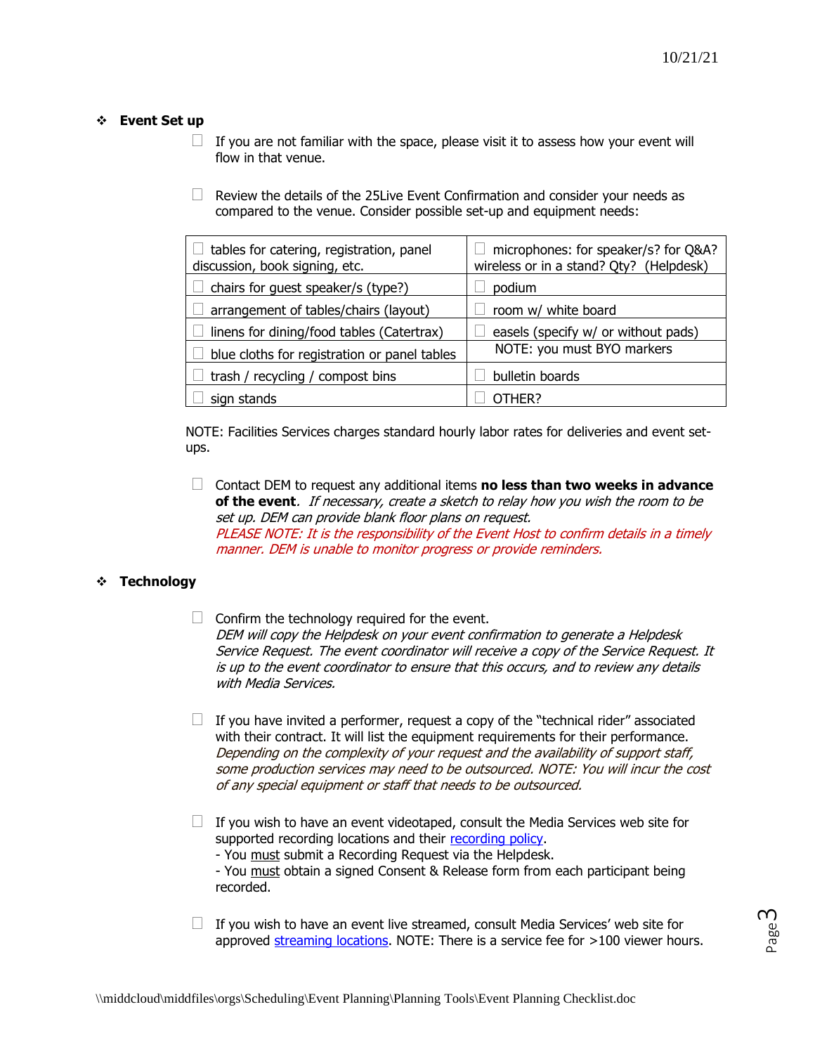- **Event Set up**

  - ☐ If you are not familiar with the space, please visit it to assess how your event will flow in that venue.

  - ☐ Review the details of the 25Live Event Confirmation and consider your needs as compared to the venue. Consider possible set-up and equipment needs:

| | |
|---|---|
| ☐ tables for catering, registration, panel discussion, book signing, etc. | ☐ microphones: for speaker/s? for Q&A? wireless or in a stand? Qty? (Helpdesk) |
| ☐ chairs for guest speaker/s (type?) | ☐ podium |
| ☐ arrangement of tables/chairs (layout) | ☐ room w/ white board |
| ☐ linens for dining/food tables (Catertrax) | ☐ easels (specify w/ or without pads) NOTE: you must BYO markers |
| ☐ blue cloths for registration or panel tables | |
| ☐ trash / recycling / compost bins | ☐ bulletin boards |
| ☐ sign stands | ☐ OTHER? |

NOTE: Facilities Services charges standard hourly labor rates for deliveries and event set-ups.

  - ☐ Contact DEM to request any additional items **no less than two weeks in advance of the event**. *If necessary, create a sketch to relay how you wish the room to be set up. DEM can provide blank floor plans on request.*
    *PLEASE NOTE: It is the responsibility of the Event Host to confirm details in a timely manner. DEM is unable to monitor progress or provide reminders.*

- **Technology**

  - ☐ Confirm the technology required for the event.
    *DEM will copy the Helpdesk on your event confirmation to generate a Helpdesk Service Request. The event coordinator will receive a copy of the Service Request. It is up to the event coordinator to ensure that this occurs, and to review any details with Media Services.*

  - ☐ If you have invited a performer, request a copy of the "technical rider" associated with their contract. It will list the equipment requirements for their performance. *Depending on the complexity of your request and the availability of support staff, some production services may need to be outsourced. NOTE: You will incur the cost of any special equipment or staff that needs to be outsourced.*

  - ☐ If you wish to have an event videotaped, consult the Media Services web site for supported recording locations and their recording policy.
    - You must submit a Recording Request via the Helpdesk.
    - You must obtain a signed Consent & Release form from each participant being recorded.

  - ☐ If you wish to have an event live streamed, consult Media Services' web site for approved streaming locations. NOTE: There is a service fee for >100 viewer hours.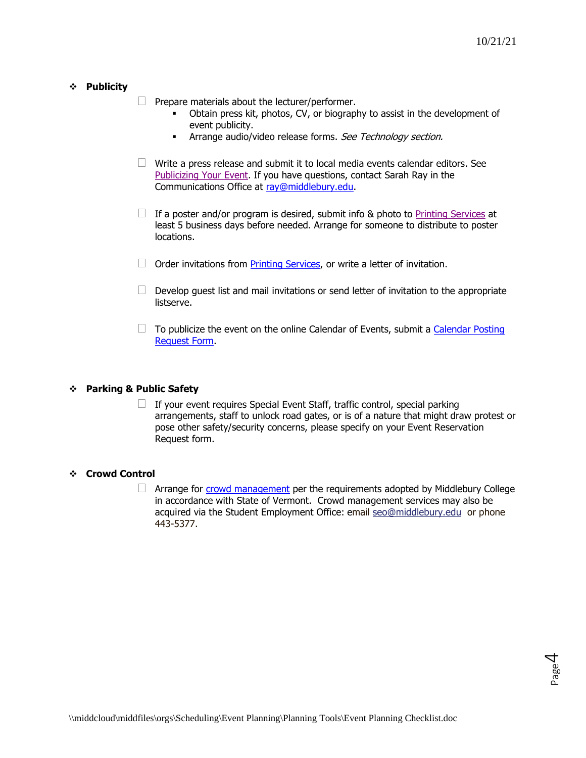- **Publicity**

  - ☐ Prepare materials about the lecturer/performer.
    - Obtain press kit, photos, CV, or biography to assist in the development of event publicity.
    - Arrange audio/video release forms. *See Technology section.*

  - ☐ Write a press release and submit it to local media events calendar editors. See Publicizing Your Event. If you have questions, contact Sarah Ray in the Communications Office at ray@middlebury.edu.

  - ☐ If a poster and/or program is desired, submit info & photo to Printing Services at least 5 business days before needed. Arrange for someone to distribute to poster locations.

  - ☐ Order invitations from Printing Services, or write a letter of invitation.

  - ☐ Develop guest list and mail invitations or send letter of invitation to the appropriate listserve.

  - ☐ To publicize the event on the online Calendar of Events, submit a Calendar Posting Request Form.

- **Parking & Public Safety**

  - ☐ If your event requires Special Event Staff, traffic control, special parking arrangements, staff to unlock road gates, or is of a nature that might draw protest or pose other safety/security concerns, please specify on your Event Reservation Request form.

- **Crowd Control**

  - ☐ Arrange for crowd management per the requirements adopted by Middlebury College in accordance with State of Vermont. Crowd management services may also be acquired via the Student Employment Office: email seo@middlebury.edu or phone 443-5377.